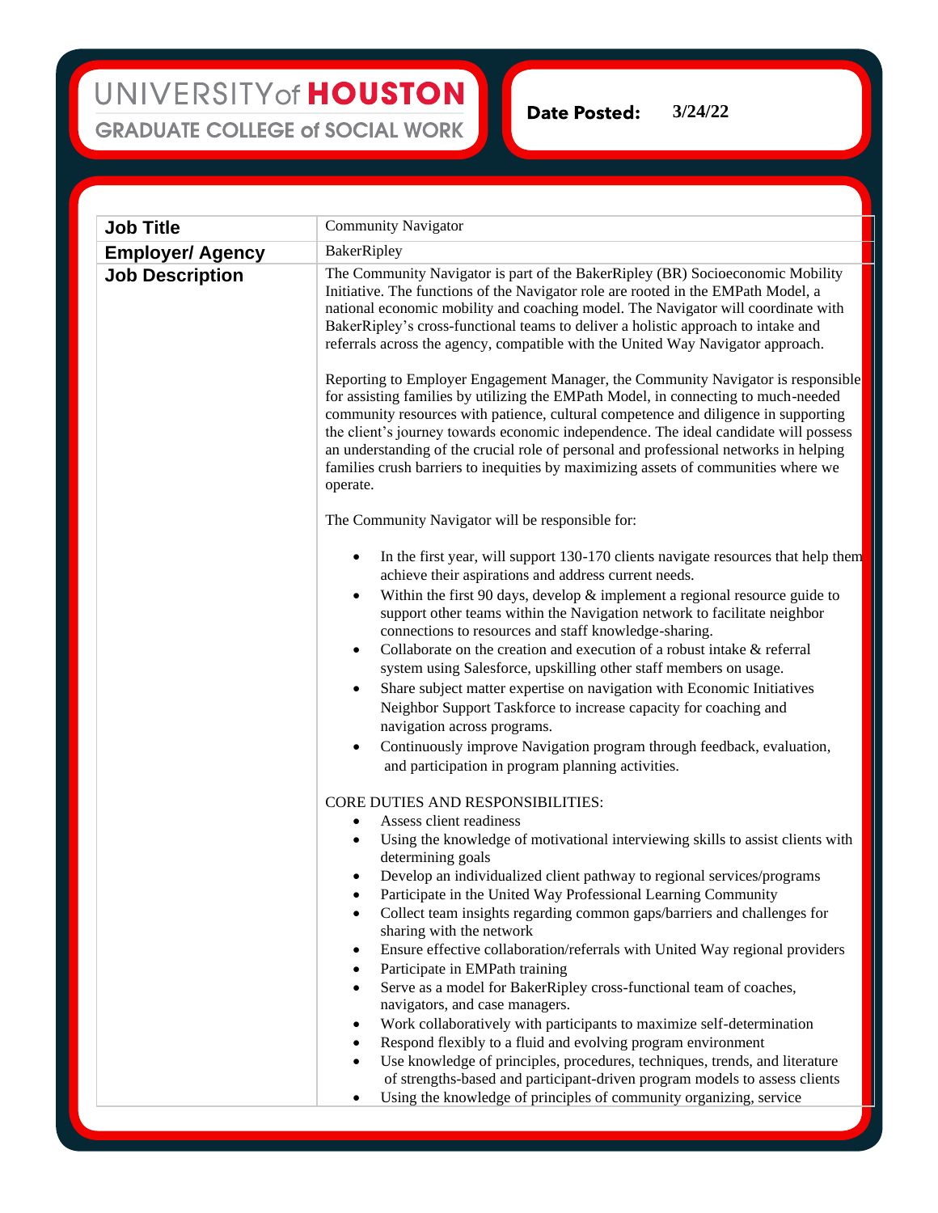UNIVERSITY of HOUSTON
GRADUATE COLLEGE of SOCIAL WORK

**Date Posted:** 3/24/22

| | |
|---|---|
| **Job Title** | Community Navigator |
| **Employer/ Agency** | BakerRipley |
| **Job Description** | The Community Navigator is part of the BakerRipley (BR) Socioeconomic Mobility Initiative. The functions of the Navigator role are rooted in the EMPath Model, a national economic mobility and coaching model. The Navigator will coordinate with BakerRipley's cross-functional teams to deliver a holistic approach to intake and referrals across the agency, compatible with the United Way Navigator approach.<br><br>Reporting to Employer Engagement Manager, the Community Navigator is responsible for assisting families by utilizing the EMPath Model, in connecting to much-needed community resources with patience, cultural competence and diligence in supporting the client's journey towards economic independence. The ideal candidate will possess an understanding of the crucial role of personal and professional networks in helping families crush barriers to inequities by maximizing assets of communities where we operate.<br><br>The Community Navigator will be responsible for:<br><br>• In the first year, will support 130-170 clients navigate resources that help them achieve their aspirations and address current needs.<br>• Within the first 90 days, develop & implement a regional resource guide to support other teams within the Navigation network to facilitate neighbor connections to resources and staff knowledge-sharing.<br>• Collaborate on the creation and execution of a robust intake & referral system using Salesforce, upskilling other staff members on usage.<br>• Share subject matter expertise on navigation with Economic Initiatives Neighbor Support Taskforce to increase capacity for coaching and navigation across programs.<br>• Continuously improve Navigation program through feedback, evaluation, and participation in program planning activities.<br><br>CORE DUTIES AND RESPONSIBILITIES:<br>• Assess client readiness<br>• Using the knowledge of motivational interviewing skills to assist clients with determining goals<br>• Develop an individualized client pathway to regional services/programs<br>• Participate in the United Way Professional Learning Community<br>• Collect team insights regarding common gaps/barriers and challenges for sharing with the network<br>• Ensure effective collaboration/referrals with United Way regional providers<br>• Participate in EMPath training<br>• Serve as a model for BakerRipley cross-functional team of coaches, navigators, and case managers.<br>• Work collaboratively with participants to maximize self-determination<br>• Respond flexibly to a fluid and evolving program environment<br>• Use knowledge of principles, procedures, techniques, trends, and literature of strengths-based and participant-driven program models to assess clients<br>• Using the knowledge of principles of community organizing, service |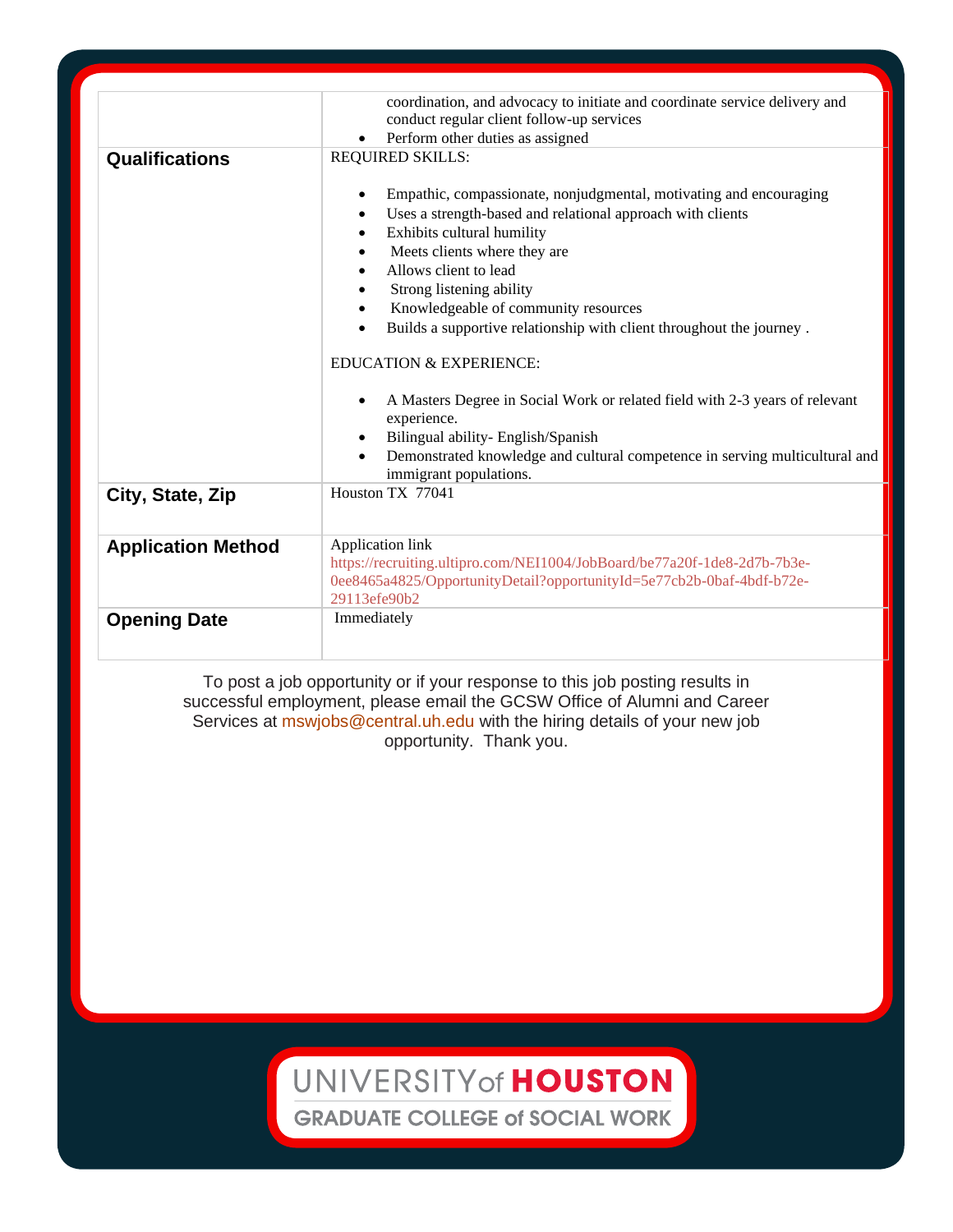| | |
|---|---|
| | coordination, and advocacy to initiate and coordinate service delivery and conduct regular client follow-up services<br>• Perform other duties as assigned |
| **Qualifications** | REQUIRED SKILLS:<br><br>• Empathic, compassionate, nonjudgmental, motivating and encouraging<br>• Uses a strength-based and relational approach with clients<br>• Exhibits cultural humility<br>• Meets clients where they are<br>• Allows client to lead<br>• Strong listening ability<br>• Knowledgeable of community resources<br>• Builds a supportive relationship with client throughout the journey .<br><br>EDUCATION & EXPERIENCE:<br><br>• A Masters Degree in Social Work or related field with 2-3 years of relevant experience.<br>• Bilingual ability- English/Spanish<br>• Demonstrated knowledge and cultural competence in serving multicultural and immigrant populations. |
| **City, State, Zip** | Houston TX 77041 |
| **Application Method** | Application link<br>https://recruiting.ultipro.com/NEI1004/JobBoard/be77a20f-1de8-2d7b-7b3e-0ee8465a4825/OpportunityDetail?opportunityId=5e77cb2b-0baf-4bdf-b72e-29113efe90b2 |
| **Opening Date** | Immediately |

To post a job opportunity or if your response to this job posting results in successful employment, please email the GCSW Office of Alumni and Career Services at mswjobs@central.uh.edu with the hiring details of your new job opportunity. Thank you.

UNIVERSITY of HOUSTON
GRADUATE COLLEGE of SOCIAL WORK